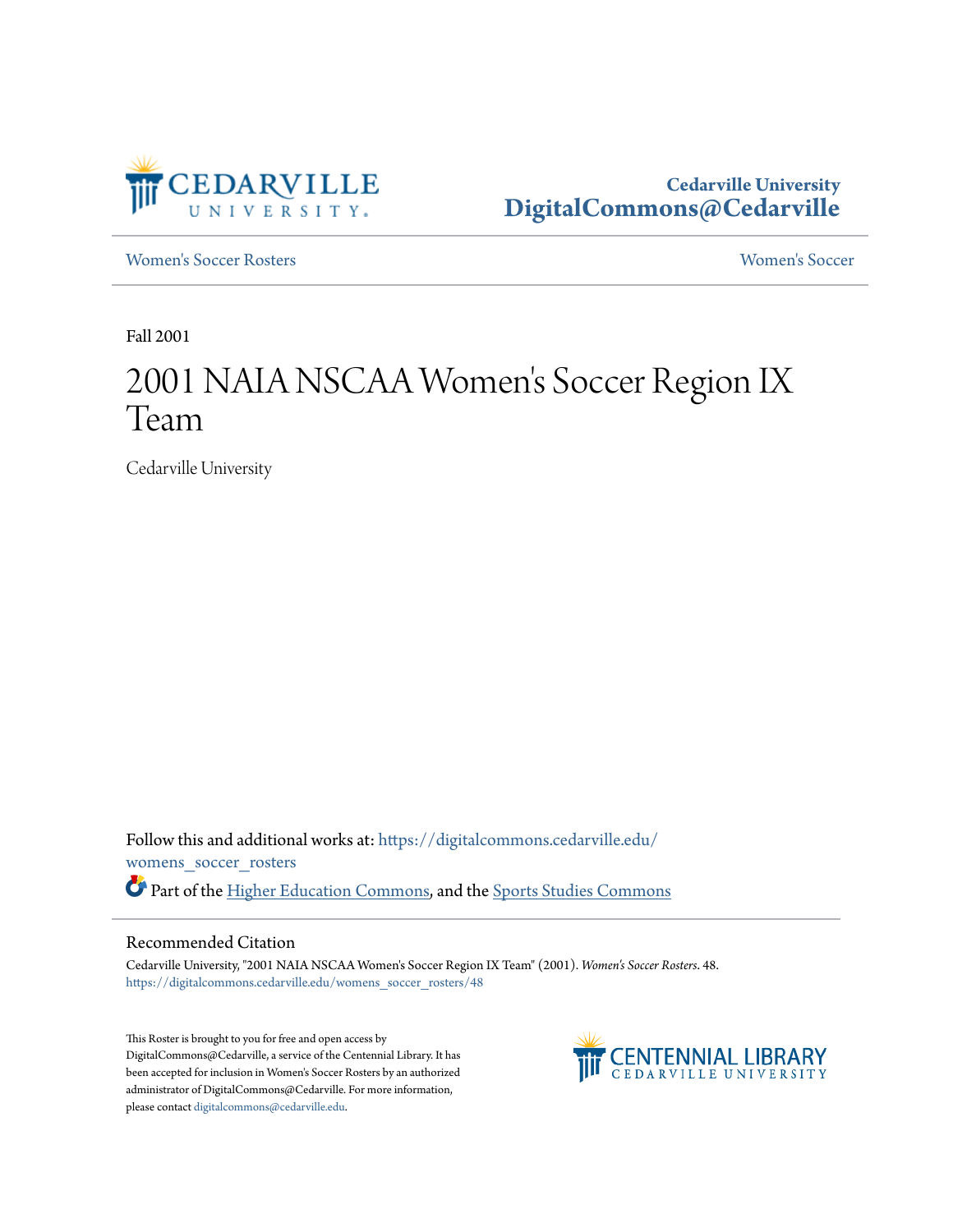Cedarville University
DigitalCommons@Cedarville

Women's Soccer Rosters | Women's Soccer

Fall 2001

# 2001 NAIA NSCAA Women's Soccer Region IX Team

Cedarville University

Follow this and additional works at: https://digitalcommons.cedarville.edu/womens_soccer_rosters

Part of the Higher Education Commons, and the Sports Studies Commons

## Recommended Citation

Cedarville University, "2001 NAIA NSCAA Women's Soccer Region IX Team" (2001). *Women's Soccer Rosters*. 48.
https://digitalcommons.cedarville.edu/womens_soccer_rosters/48

This Roster is brought to you for free and open access by DigitalCommons@Cedarville, a service of the Centennial Library. It has been accepted for inclusion in Women's Soccer Rosters by an authorized administrator of DigitalCommons@Cedarville. For more information, please contact digitalcommons@cedarville.edu.

CENTENNIAL LIBRARY
CEDARVILLE UNIVERSITY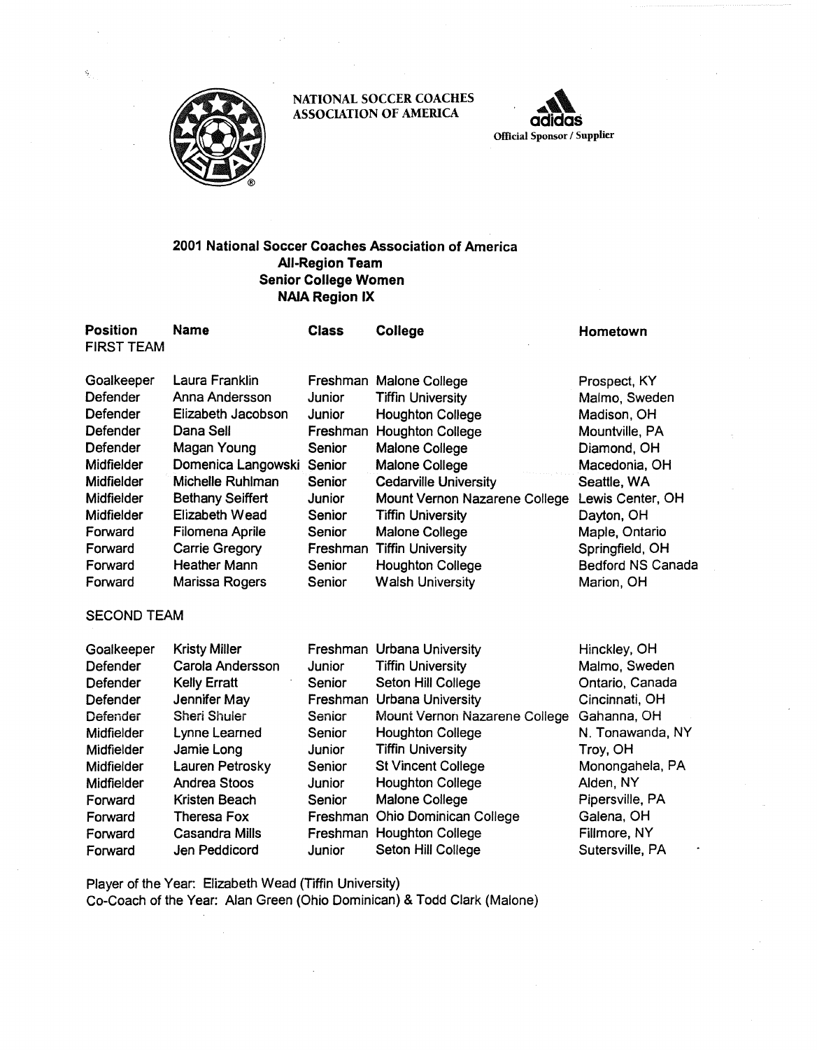NATIONAL SOCCER COACHES ASSOCIATION OF AMERICA

adidas Official Sponsor / Supplier

## 2001 National Soccer Coaches Association of America
## All-Region Team
## Senior College Women
## NAIA Region IX

**FIRST TEAM**

| Position | Name | Class | College | Hometown |
|---|---|---|---|---|
| Goalkeeper | Laura Franklin | Freshman | Malone College | Prospect, KY |
| Defender | Anna Andersson | Junior | Tiffin University | Malmo, Sweden |
| Defender | Elizabeth Jacobson | Junior | Houghton College | Madison, OH |
| Defender | Dana Sell | Freshman | Houghton College | Mountville, PA |
| Defender | Magan Young | Senior | Malone College | Diamond, OH |
| Midfielder | Domenica Langowski | Senior | Malone College | Macedonia, OH |
| Midfielder | Michelle Ruhlman | Senior | Cedarville University | Seattle, WA |
| Midfielder | Bethany Seiffert | Junior | Mount Vernon Nazarene College | Lewis Center, OH |
| Midfielder | Elizabeth Wead | Senior | Tiffin University | Dayton, OH |
| Forward | Filomena Aprile | Senior | Malone College | Maple, Ontario |
| Forward | Carrie Gregory | Freshman | Tiffin University | Springfield, OH |
| Forward | Heather Mann | Senior | Houghton College | Bedford NS Canada |
| Forward | Marissa Rogers | Senior | Walsh University | Marion, OH |

**SECOND TEAM**

| Position | Name | Class | College | Hometown |
|---|---|---|---|---|
| Goalkeeper | Kristy Miller | Freshman | Urbana University | Hinckley, OH |
| Defender | Carola Andersson | Junior | Tiffin University | Malmo, Sweden |
| Defender | Kelly Erratt | Senior | Seton Hill College | Ontario, Canada |
| Defender | Jennifer May | Freshman | Urbana University | Cincinnati, OH |
| Defender | Sheri Shuler | Senior | Mount Vernon Nazarene College | Gahanna, OH |
| Midfielder | Lynne Learned | Senior | Houghton College | N. Tonawanda, NY |
| Midfielder | Jamie Long | Junior | Tiffin University | Troy, OH |
| Midfielder | Lauren Petrosky | Senior | St Vincent College | Monongahela, PA |
| Midfielder | Andrea Stoos | Junior | Houghton College | Alden, NY |
| Forward | Kristen Beach | Senior | Malone College | Pipersville, PA |
| Forward | Theresa Fox | Freshman | Ohio Dominican College | Galena, OH |
| Forward | Casandra Mills | Freshman | Houghton College | Fillmore, NY |
| Forward | Jen Peddicord | Junior | Seton Hill College | Sutersville, PA |

Player of the Year: Elizabeth Wead (Tiffin University)

Co-Coach of the Year: Alan Green (Ohio Dominican) & Todd Clark (Malone)